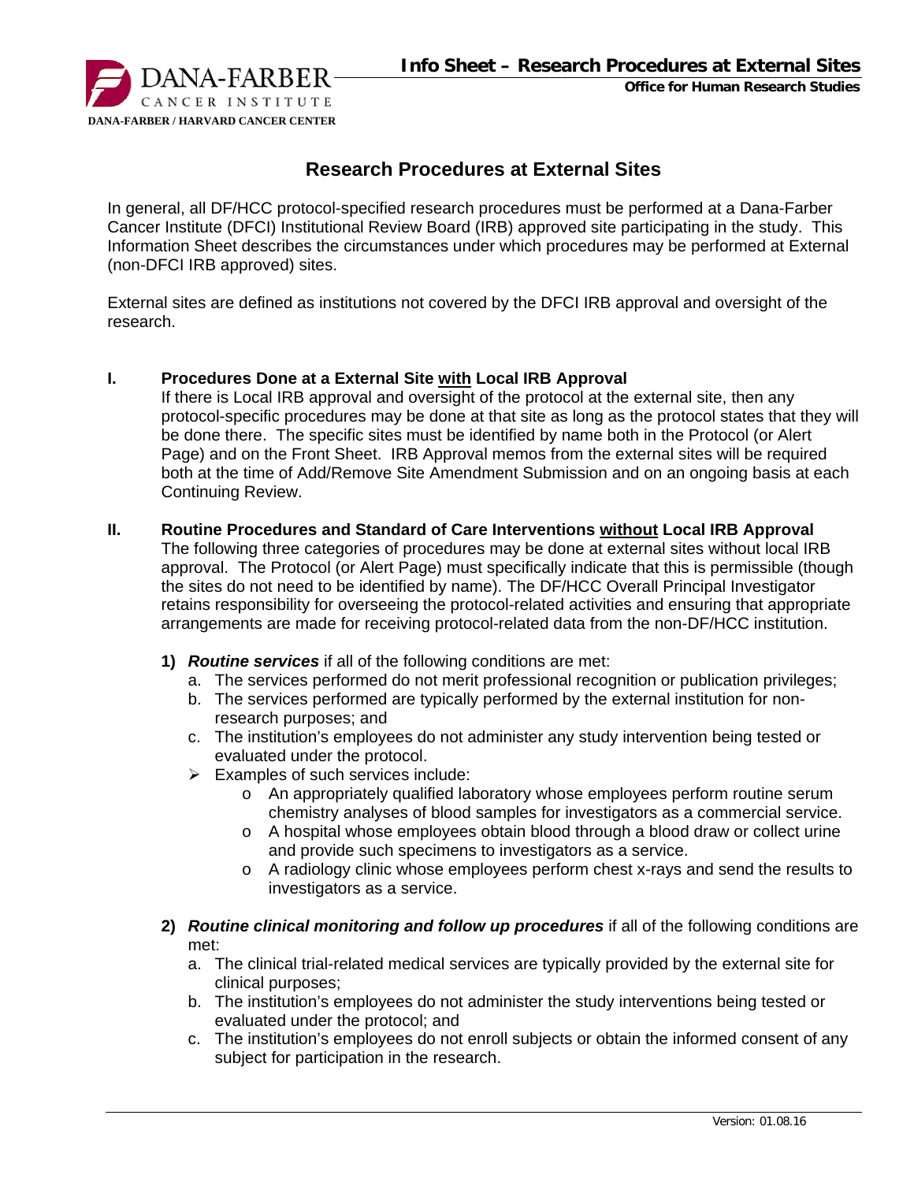# Research Procedures at External Sites

In general, all DF/HCC protocol-specified research procedures must be performed at a Dana-Farber Cancer Institute (DFCI) Institutional Review Board (IRB) approved site participating in the study. This Information Sheet describes the circumstances under which procedures may be performed at External (non-DFCI IRB approved) sites.

External sites are defined as institutions not covered by the DFCI IRB approval and oversight of the research.

## I. Procedures Done at a External Site <u>with</u> Local IRB Approval

If there is Local IRB approval and oversight of the protocol at the external site, then any protocol-specific procedures may be done at that site as long as the protocol states that they will be done there. The specific sites must be identified by name both in the Protocol (or Alert Page) and on the Front Sheet. IRB Approval memos from the external sites will be required both at the time of Add/Remove Site Amendment Submission and on an ongoing basis at each Continuing Review.

## II. Routine Procedures and Standard of Care Interventions <u>without</u> Local IRB Approval

The following three categories of procedures may be done at external sites without local IRB approval. The Protocol (or Alert Page) must specifically indicate that this is permissible (though the sites do not need to be identified by name). The DF/HCC Overall Principal Investigator retains responsibility for overseeing the protocol-related activities and ensuring that appropriate arrangements are made for receiving protocol-related data from the non-DF/HCC institution.

**1)** ***Routine services*** if all of the following conditions are met:

a. The services performed do not merit professional recognition or publication privileges;
b. The services performed are typically performed by the external institution for non-research purposes; and
c. The institution's employees do not administer any study intervention being tested or evaluated under the protocol.

- Examples of such services include:
  - An appropriately qualified laboratory whose employees perform routine serum chemistry analyses of blood samples for investigators as a commercial service.
  - A hospital whose employees obtain blood through a blood draw or collect urine and provide such specimens to investigators as a service.
  - A radiology clinic whose employees perform chest x-rays and send the results to investigators as a service.

**2)** ***Routine clinical monitoring and follow up procedures*** if all of the following conditions are met:

a. The clinical trial-related medical services are typically provided by the external site for clinical purposes;
b. The institution's employees do not administer the study interventions being tested or evaluated under the protocol; and
c. The institution's employees do not enroll subjects or obtain the informed consent of any subject for participation in the research.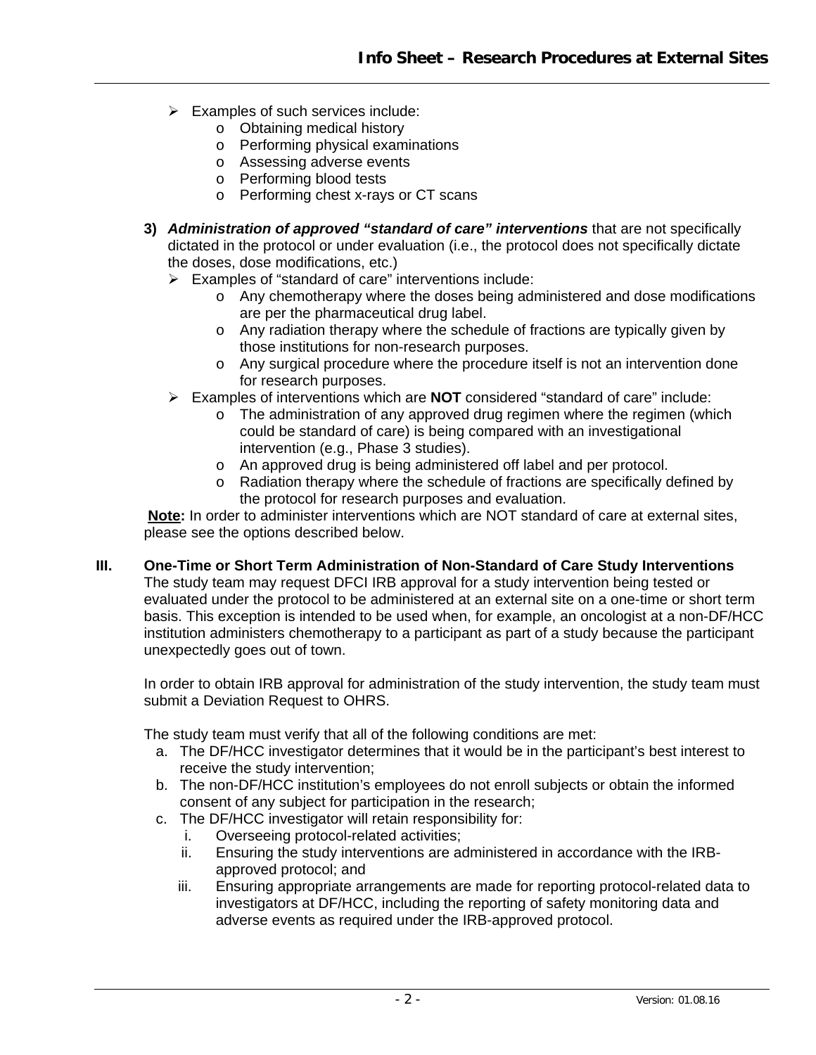- Examples of such services include:
  - Obtaining medical history
  - Performing physical examinations
  - Assessing adverse events
  - Performing blood tests
  - Performing chest x-rays or CT scans

3) ***Administration of approved "standard of care" interventions*** that are not specifically dictated in the protocol or under evaluation (i.e., the protocol does not specifically dictate the doses, dose modifications, etc.)
   - Examples of "standard of care" interventions include:
     - Any chemotherapy where the doses being administered and dose modifications are per the pharmaceutical drug label.
     - Any radiation therapy where the schedule of fractions are typically given by those institutions for non-research purposes.
     - Any surgical procedure where the procedure itself is not an intervention done for research purposes.
   - Examples of interventions which are **NOT** considered "standard of care" include:
     - The administration of any approved drug regimen where the regimen (which could be standard of care) is being compared with an investigational intervention (e.g., Phase 3 studies).
     - An approved drug is being administered off label and per protocol.
     - Radiation therapy where the schedule of fractions are specifically defined by the protocol for research purposes and evaluation.

**Note:** In order to administer interventions which are NOT standard of care at external sites, please see the options described below.

## III. One-Time or Short Term Administration of Non-Standard of Care Study Interventions

The study team may request DFCI IRB approval for a study intervention being tested or evaluated under the protocol to be administered at an external site on a one-time or short term basis. This exception is intended to be used when, for example, an oncologist at a non-DF/HCC institution administers chemotherapy to a participant as part of a study because the participant unexpectedly goes out of town.

In order to obtain IRB approval for administration of the study intervention, the study team must submit a Deviation Request to OHRS.

The study team must verify that all of the following conditions are met:

a. The DF/HCC investigator determines that it would be in the participant's best interest to receive the study intervention;
b. The non-DF/HCC institution's employees do not enroll subjects or obtain the informed consent of any subject for participation in the research;
c. The DF/HCC investigator will retain responsibility for:
   i. Overseeing protocol-related activities;
   ii. Ensuring the study interventions are administered in accordance with the IRB-approved protocol; and
   iii. Ensuring appropriate arrangements are made for reporting protocol-related data to investigators at DF/HCC, including the reporting of safety monitoring data and adverse events as required under the IRB-approved protocol.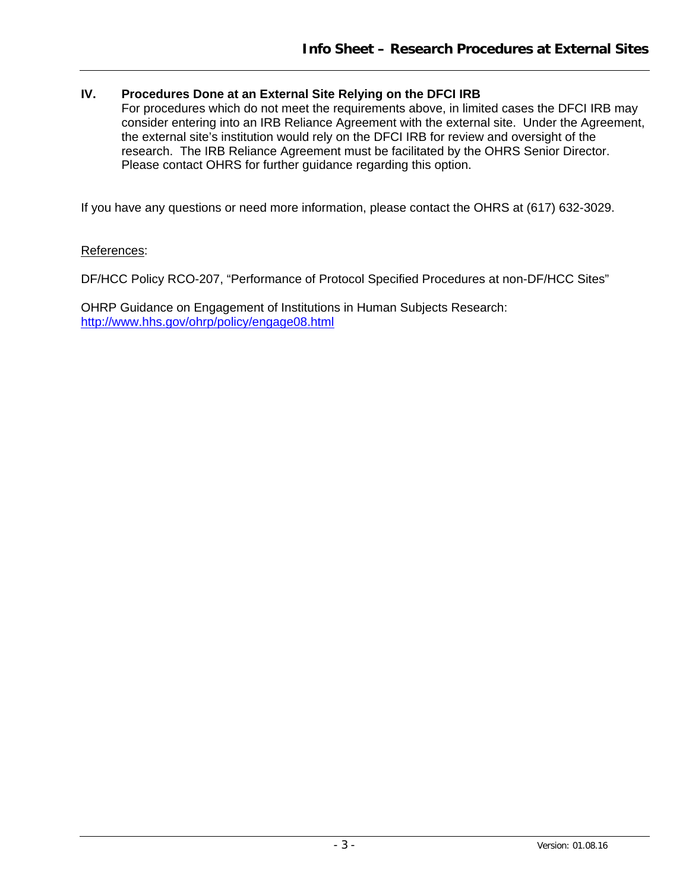## IV. Procedures Done at an External Site Relying on the DFCI IRB

For procedures which do not meet the requirements above, in limited cases the DFCI IRB may consider entering into an IRB Reliance Agreement with the external site. Under the Agreement, the external site's institution would rely on the DFCI IRB for review and oversight of the research. The IRB Reliance Agreement must be facilitated by the OHRS Senior Director. Please contact OHRS for further guidance regarding this option.

If you have any questions or need more information, please contact the OHRS at (617) 632-3029.

References:

DF/HCC Policy RCO-207, "Performance of Protocol Specified Procedures at non-DF/HCC Sites"

OHRP Guidance on Engagement of Institutions in Human Subjects Research:
http://www.hhs.gov/ohrp/policy/engage08.html